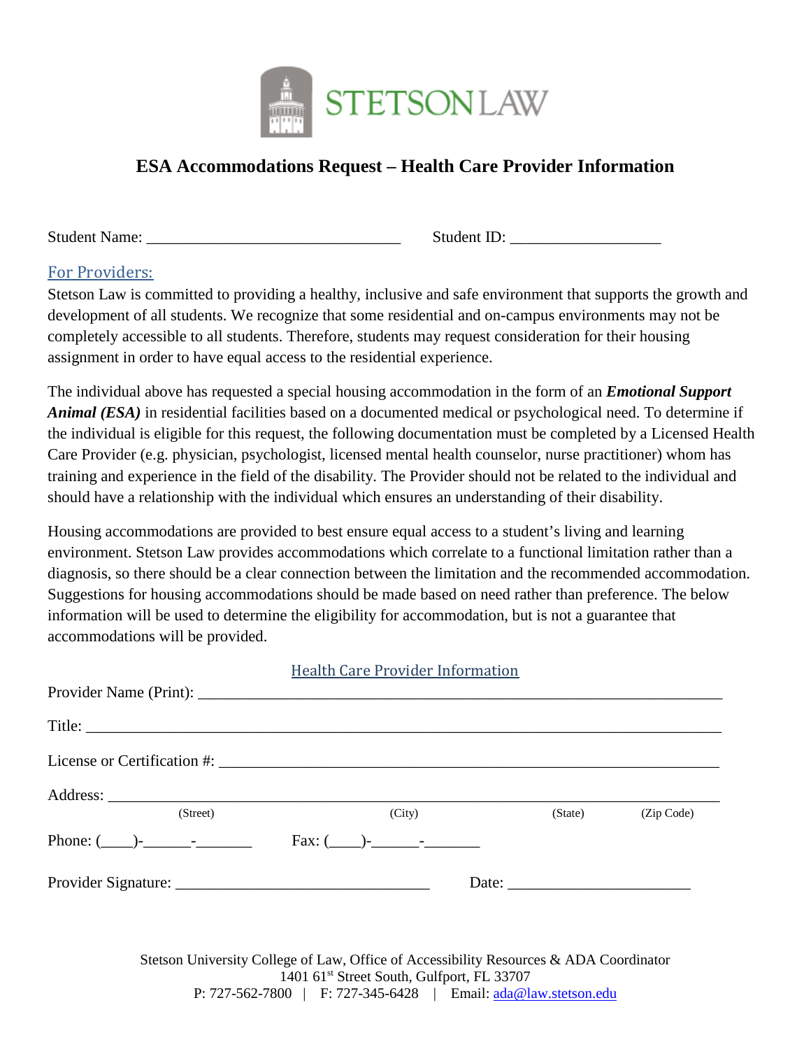STETSON LAW

# ESA Accommodations Request – Health Care Provider Information

Student Name: ________________________________ Student ID: ___________________

## For Providers:

Stetson Law is committed to providing a healthy, inclusive and safe environment that supports the growth and development of all students. We recognize that some residential and on-campus environments may not be completely accessible to all students. Therefore, students may request consideration for their housing assignment in order to have equal access to the residential experience.

The individual above has requested a special housing accommodation in the form of an ***Emotional Support Animal (ESA)*** in residential facilities based on a documented medical or psychological need. To determine if the individual is eligible for this request, the following documentation must be completed by a Licensed Health Care Provider (e.g. physician, psychologist, licensed mental health counselor, nurse practitioner) whom has training and experience in the field of the disability. The Provider should not be related to the individual and should have a relationship with the individual which ensures an understanding of their disability.

Housing accommodations are provided to best ensure equal access to a student's living and learning environment. Stetson Law provides accommodations which correlate to a functional limitation rather than a diagnosis, so there should be a clear connection between the limitation and the recommended accommodation. Suggestions for housing accommodations should be made based on need rather than preference. The below information will be used to determine the eligibility for accommodation, but is not a guarantee that accommodations will be provided.

## Health Care Provider Information

Provider Name (Print): ________________________________________________________________

Title: ____________________________________________________________________________

License or Certification #: ____________________________________________________________

Address: __________________________________________________________________________
(Street) (City) (State) (Zip Code)

Phone: (____)-______-_______ Fax: (____)-______-_______

Provider Signature: ________________________________ Date: ______________________

Stetson University College of Law, Office of Accessibility Resources & ADA Coordinator
1401 61st Street South, Gulfport, FL 33707
P: 727-562-7800 | F: 727-345-6428 | Email: ada@law.stetson.edu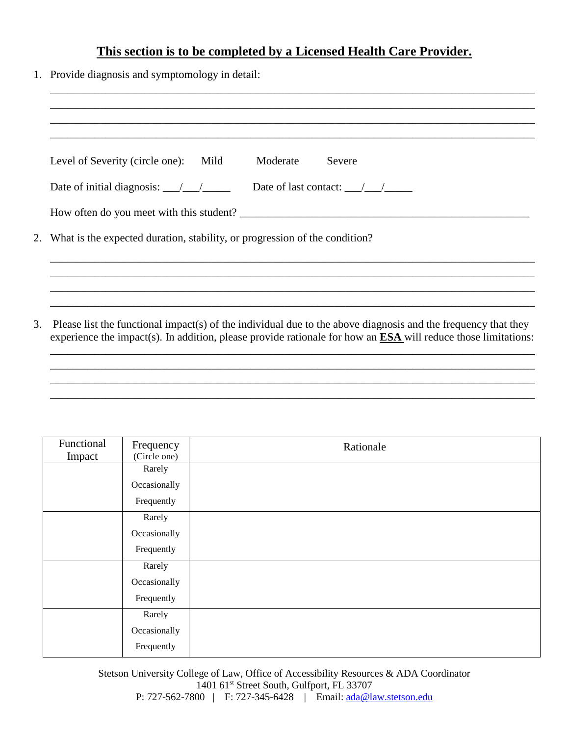## **This section is to be completed by a Licensed Health Care Provider.**

1. Provide diagnosis and symptomology in detail:

   ______________________________________________________________________________
   ______________________________________________________________________________
   ______________________________________________________________________________
   ______________________________________________________________________________

   Level of Severity (circle one): Mild Moderate Severe

   Date of initial diagnosis: ___/___/_____ Date of last contact: ___/___/_____

   How often do you meet with this student? ______________________________________________

2. What is the expected duration, stability, or progression of the condition?

   ______________________________________________________________________________
   ______________________________________________________________________________
   ______________________________________________________________________________
   ______________________________________________________________________________

3. Please list the functional impact(s) of the individual due to the above diagnosis and the frequency that they experience the impact(s). In addition, please provide rationale for how an **ESA** will reduce those limitations:

   ______________________________________________________________________________
   ______________________________________________________________________________
   ______________________________________________________________________________
   ______________________________________________________________________________

| Functional Impact | Frequency (Circle one) | Rationale |
| --- | --- | --- |
| | Rarely<br>Occasionally<br>Frequently | |
| | Rarely<br>Occasionally<br>Frequently | |
| | Rarely<br>Occasionally<br>Frequently | |
| | Rarely<br>Occasionally<br>Frequently | |

Stetson University College of Law, Office of Accessibility Resources & ADA Coordinator
1401 61st Street South, Gulfport, FL 33707
P: 727-562-7800 | F: 727-345-6428 | Email: ada@law.stetson.edu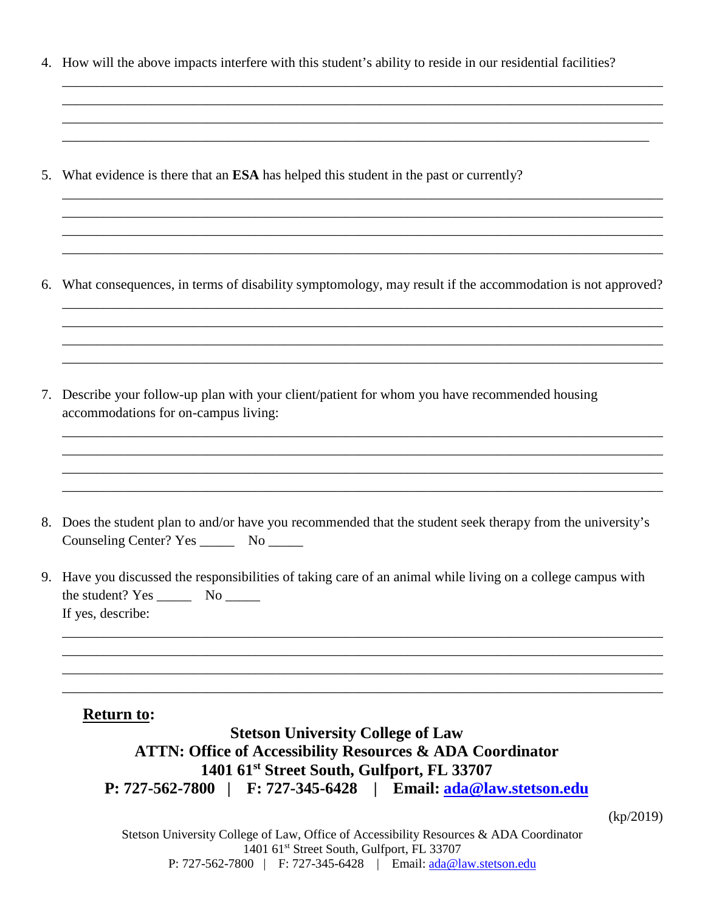4. How will the above impacts interfere with this student's ability to reside in our residential facilities?

_______________________________________________________________________________________
_______________________________________________________________________________________
_______________________________________________________________________________________
_______________________________________________________________________________________

5. What evidence is there that an **ESA** has helped this student in the past or currently?

_______________________________________________________________________________________
_______________________________________________________________________________________
_______________________________________________________________________________________
_______________________________________________________________________________________

6. What consequences, in terms of disability symptomology, may result if the accommodation is not approved?

_______________________________________________________________________________________
_______________________________________________________________________________________
_______________________________________________________________________________________
_______________________________________________________________________________________

7. Describe your follow-up plan with your client/patient for whom you have recommended housing accommodations for on-campus living:

_______________________________________________________________________________________
_______________________________________________________________________________________
_______________________________________________________________________________________
_______________________________________________________________________________________

8. Does the student plan to and/or have you recommended that the student seek therapy from the university's Counseling Center? Yes _____ No _____

9. Have you discussed the responsibilities of taking care of an animal while living on a college campus with the student? Yes _____ No _____
   If yes, describe:

_______________________________________________________________________________________
_______________________________________________________________________________________
_______________________________________________________________________________________
_______________________________________________________________________________________

**Return to:**

**Stetson University College of Law**
**ATTN: Office of Accessibility Resources & ADA Coordinator**
**1401 61st Street South, Gulfport, FL 33707**
**P: 727-562-7800 | F: 727-345-6428 | Email: ada@law.stetson.edu**

(kp/2019)

Stetson University College of Law, Office of Accessibility Resources & ADA Coordinator
1401 61st Street South, Gulfport, FL 33707
P: 727-562-7800 | F: 727-345-6428 | Email: ada@law.stetson.edu